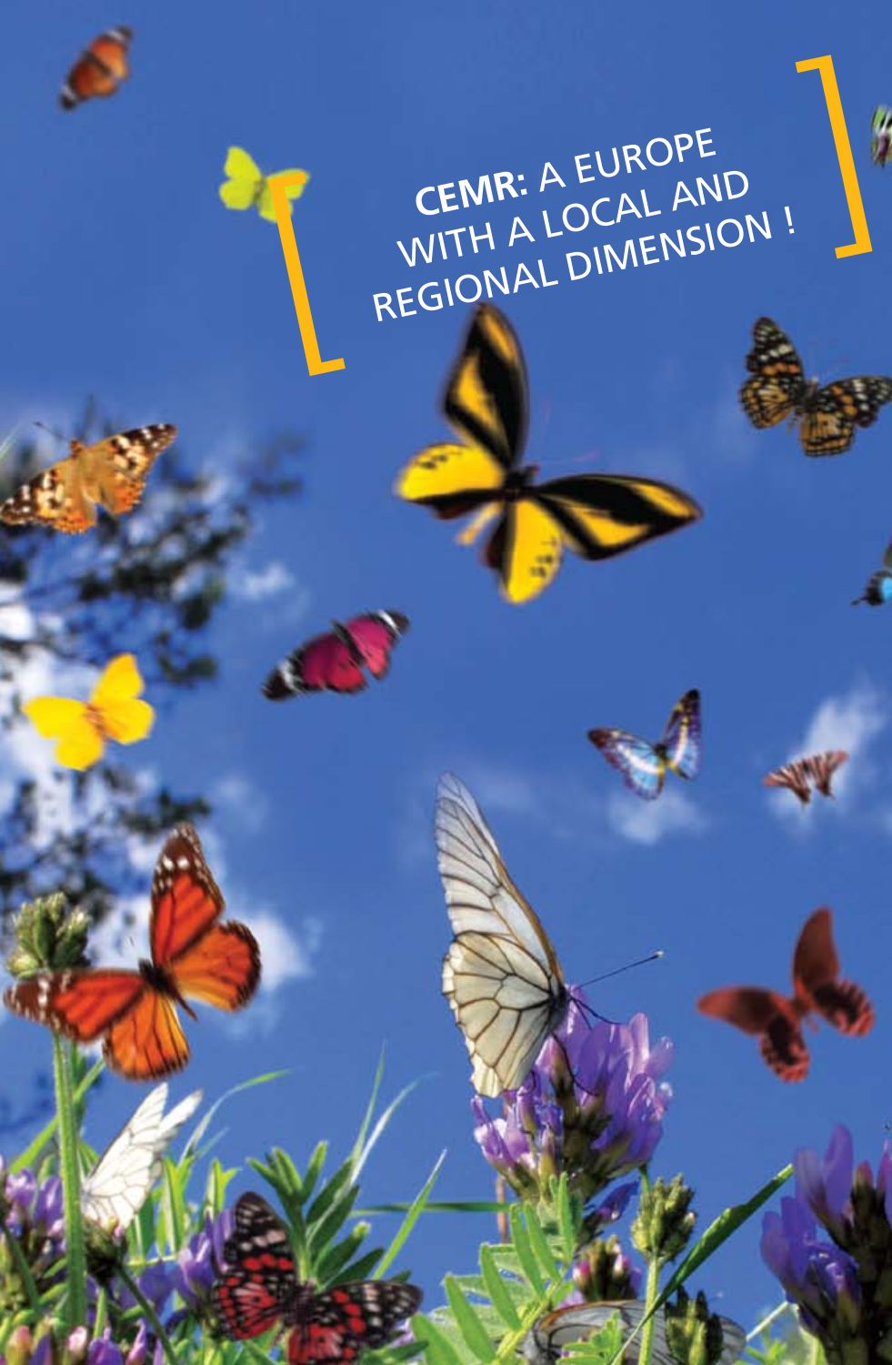# CEMR: A EUROPE WITH A LOCAL AND REGIONAL DIMENSION !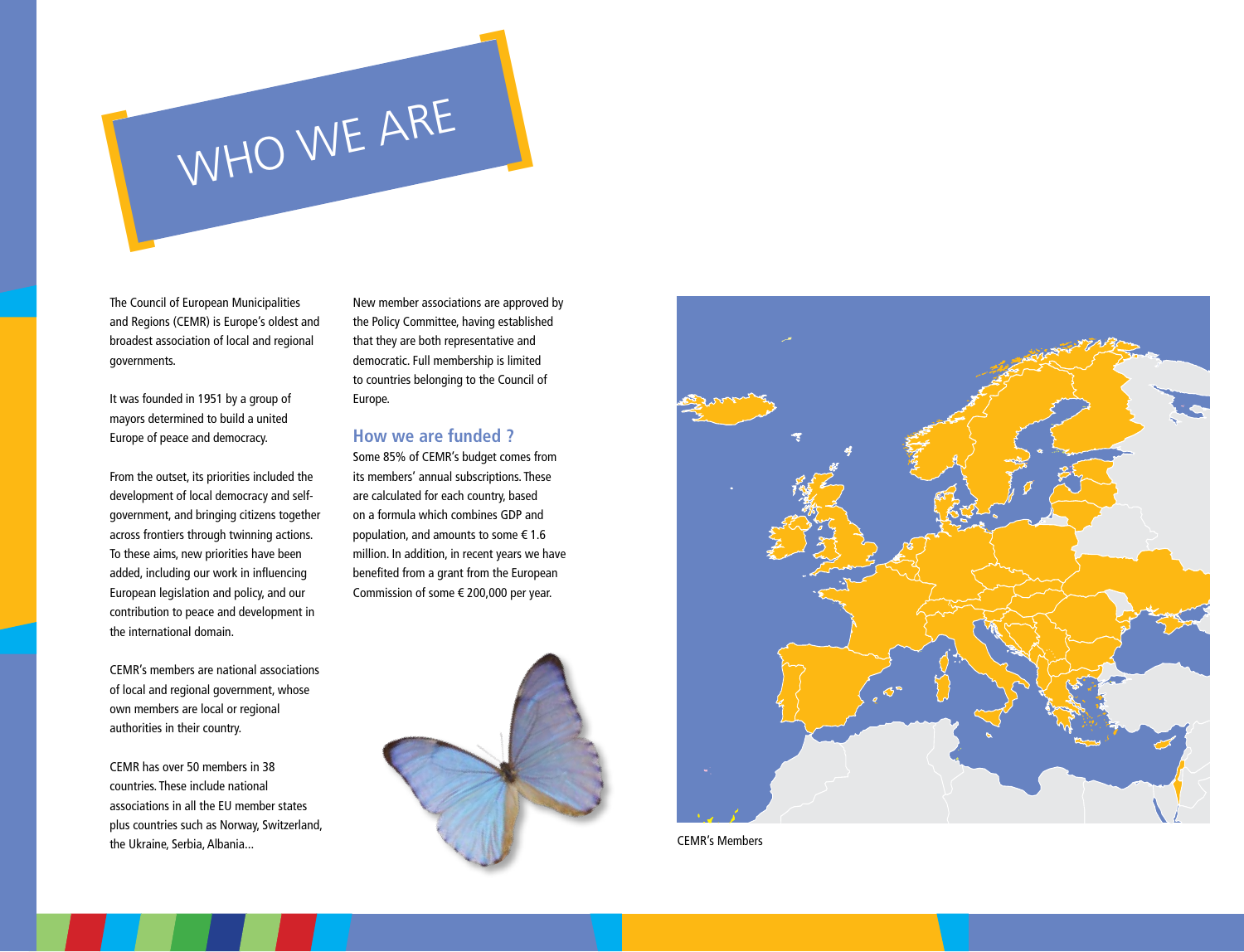# WHO WE ARE

The Council of European Municipalities and Regions (CEMR) is Europe's oldest and broadest association of local and regional governments.

It was founded in 1951 by a group of mayors determined to build a united Europe of peace and democracy.

From the outset, its priorities included the development of local democracy and self-government, and bringing citizens together across frontiers through twinning actions. To these aims, new priorities have been added, including our work in influencing European legislation and policy, and our contribution to peace and development in the international domain.

CEMR's members are national associations of local and regional government, whose own members are local or regional authorities in their country.

CEMR has over 50 members in 38 countries. These include national associations in all the EU member states plus countries such as Norway, Switzerland, the Ukraine, Serbia, Albania...

New member associations are approved by the Policy Committee, having established that they are both representative and democratic. Full membership is limited to countries belonging to the Council of Europe.

## How we are funded ?

Some 85% of CEMR's budget comes from its members' annual subscriptions. These are calculated for each country, based on a formula which combines GDP and population, and amounts to some € 1.6 million. In addition, in recent years we have benefited from a grant from the European Commission of some € 200,000 per year.

CEMR's Members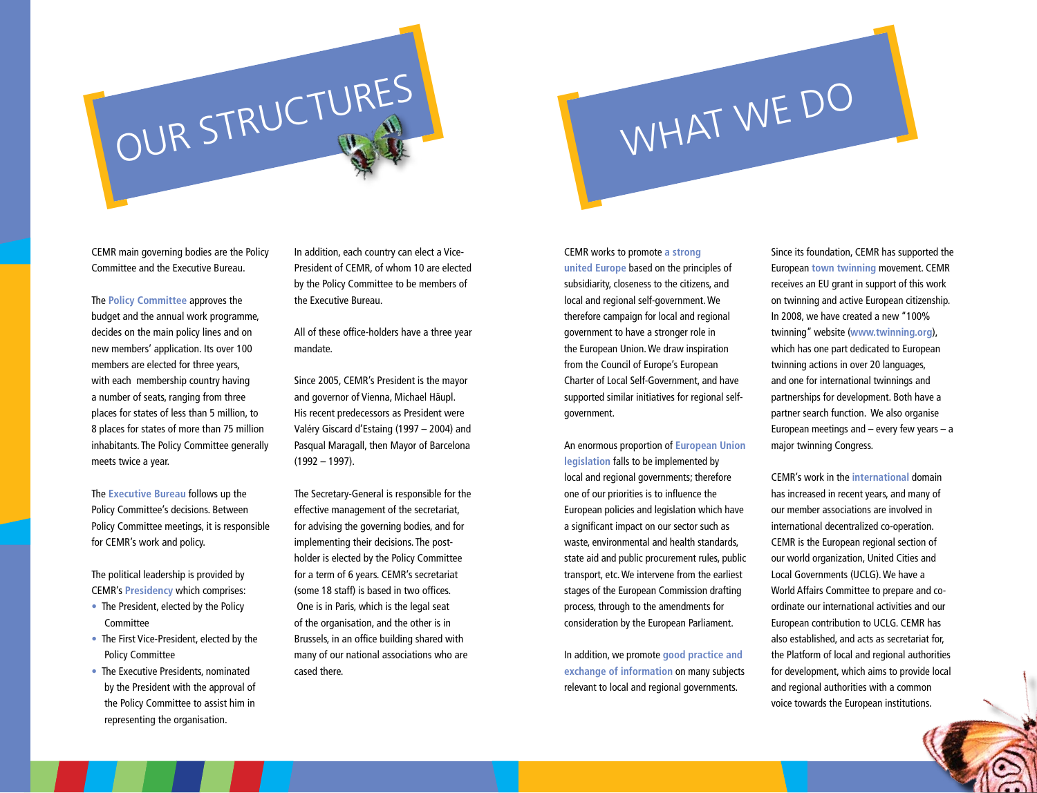# OUR STRUCTURES

CEMR main governing bodies are the Policy Committee and the Executive Bureau.

The **Policy Committee** approves the budget and the annual work programme, decides on the main policy lines and on new members' application. Its over 100 members are elected for three years, with each membership country having a number of seats, ranging from three places for states of less than 5 million, to 8 places for states of more than 75 million inhabitants. The Policy Committee generally meets twice a year.

The **Executive Bureau** follows up the Policy Committee's decisions. Between Policy Committee meetings, it is responsible for CEMR's work and policy.

The political leadership is provided by CEMR's **Presidency** which comprises:

- The President, elected by the Policy Committee
- The First Vice-President, elected by the Policy Committee
- The Executive Presidents, nominated by the President with the approval of the Policy Committee to assist him in representing the organisation.

In addition, each country can elect a Vice-President of CEMR, of whom 10 are elected by the Policy Committee to be members of the Executive Bureau.

All of these office-holders have a three year mandate.

Since 2005, CEMR's President is the mayor and governor of Vienna, Michael Häupl. His recent predecessors as President were Valéry Giscard d'Estaing (1997 – 2004) and Pasqual Maragall, then Mayor of Barcelona (1992 – 1997).

The Secretary-General is responsible for the effective management of the secretariat, for advising the governing bodies, and for implementing their decisions. The post-holder is elected by the Policy Committee for a term of 6 years. CEMR's secretariat (some 18 staff) is based in two offices. One is in Paris, which is the legal seat of the organisation, and the other is in Brussels, in an office building shared with many of our national associations who are cased there.

# WHAT WE DO

CEMR works to promote **a strong united Europe** based on the principles of subsidiarity, closeness to the citizens, and local and regional self-government. We therefore campaign for local and regional government to have a stronger role in the European Union. We draw inspiration from the Council of Europe's European Charter of Local Self-Government, and have supported similar initiatives for regional self-government.

An enormous proportion of **European Union legislation** falls to be implemented by local and regional governments; therefore one of our priorities is to influence the European policies and legislation which have a significant impact on our sector such as waste, environmental and health standards, state aid and public procurement rules, public transport, etc. We intervene from the earliest stages of the European Commission drafting process, through to the amendments for consideration by the European Parliament.

In addition, we promote **good practice and exchange of information** on many subjects relevant to local and regional governments.

Since its foundation, CEMR has supported the European **town twinning** movement. CEMR receives an EU grant in support of this work on twinning and active European citizenship. In 2008, we have created a new "100% twinning" website (**www.twinning.org**), which has one part dedicated to European twinning actions in over 20 languages, and one for international twinnings and partnerships for development. Both have a partner search function. We also organise European meetings and – every few years – a major twinning Congress.

CEMR's work in the **international** domain has increased in recent years, and many of our member associations are involved in international decentralized co-operation. CEMR is the European regional section of our world organization, United Cities and Local Governments (UCLG). We have a World Affairs Committee to prepare and co-ordinate our international activities and our European contribution to UCLG. CEMR has also established, and acts as secretariat for, the Platform of local and regional authorities for development, which aims to provide local and regional authorities with a common voice towards the European institutions.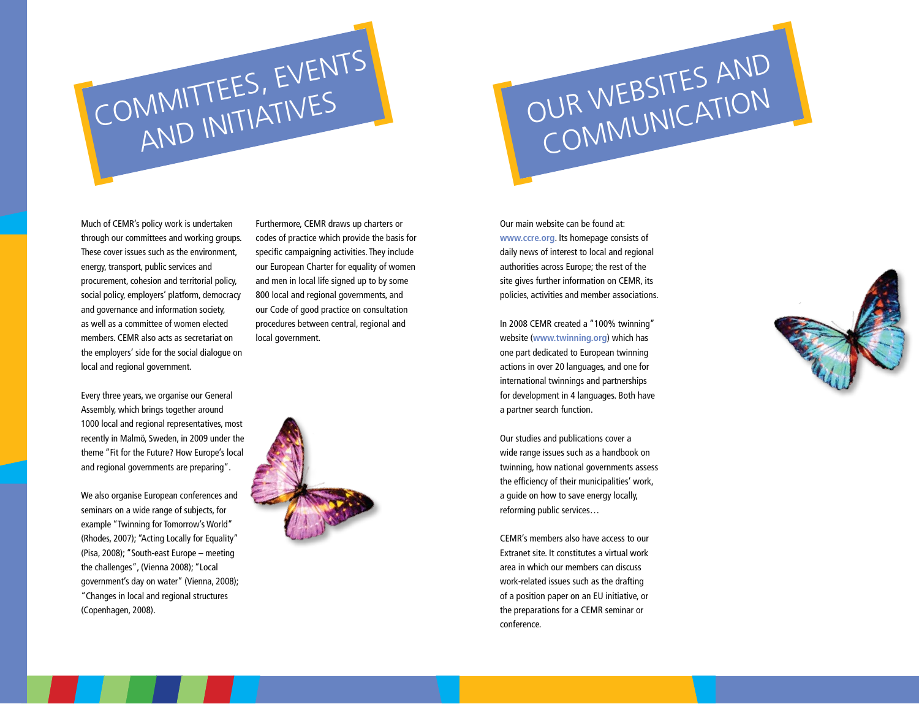# Committees, events and initiatives

Much of CEMR's policy work is undertaken through our committees and working groups. These cover issues such as the environment, energy, transport, public services and procurement, cohesion and territorial policy, social policy, employers' platform, democracy and governance and information society, as well as a committee of women elected members. CEMR also acts as secretariat on the employers' side for the social dialogue on local and regional government.

Every three years, we organise our General Assembly, which brings together around 1000 local and regional representatives, most recently in Malmö, Sweden, in 2009 under the theme "Fit for the Future? How Europe's local and regional governments are preparing".

We also organise European conferences and seminars on a wide range of subjects, for example "Twinning for Tomorrow's World" (Rhodes, 2007); "Acting Locally for Equality" (Pisa, 2008); "South-east Europe – meeting the challenges", (Vienna 2008); "Local government's day on water" (Vienna, 2008); "Changes in local and regional structures (Copenhagen, 2008).

Furthermore, CEMR draws up charters or codes of practice which provide the basis for specific campaigning activities. They include our European Charter for equality of women and men in local life signed up to by some 800 local and regional governments, and our Code of good practice on consultation procedures between central, regional and local government.

# Our websites and communication

Our main website can be found at: **www.ccre.org**. Its homepage consists of daily news of interest to local and regional authorities across Europe; the rest of the site gives further information on CEMR, its policies, activities and member associations.

In 2008 CEMR created a "100% twinning" website (**www.twinning.org**) which has one part dedicated to European twinning actions in over 20 languages, and one for international twinnings and partnerships for development in 4 languages. Both have a partner search function.

Our studies and publications cover a wide range issues such as a handbook on twinning, how national governments assess the efficiency of their municipalities' work, a guide on how to save energy locally, reforming public services…

CEMR's members also have access to our Extranet site. It constitutes a virtual work area in which our members can discuss work-related issues such as the drafting of a position paper on an EU initiative, or the preparations for a CEMR seminar or conference.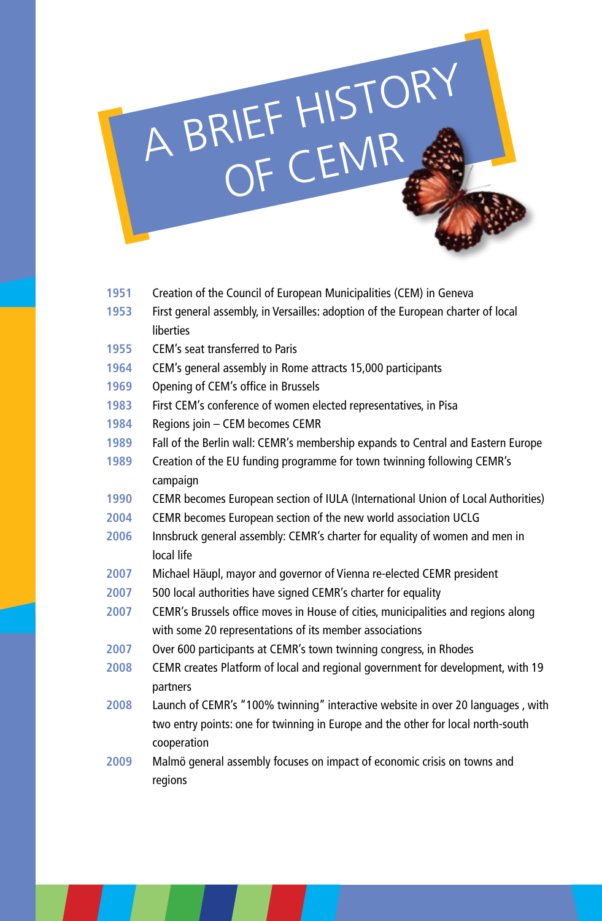# A BRIEF HISTORY OF CEMR

| | |
|---|---|
| 1951 | Creation of the Council of European Municipalities (CEM) in Geneva |
| 1953 | First general assembly, in Versailles: adoption of the European charter of local liberties |
| 1955 | CEM's seat transferred to Paris |
| 1964 | CEM's general assembly in Rome attracts 15,000 participants |
| 1969 | Opening of CEM's office in Brussels |
| 1983 | First CEM's conference of women elected representatives, in Pisa |
| 1984 | Regions join – CEM becomes CEMR |
| 1989 | Fall of the Berlin wall: CEMR's membership expands to Central and Eastern Europe |
| 1989 | Creation of the EU funding programme for town twinning following CEMR's campaign |
| 1990 | CEMR becomes European section of IULA (International Union of Local Authorities) |
| 2004 | CEMR becomes European section of the new world association UCLG |
| 2006 | Innsbruck general assembly: CEMR's charter for equality of women and men in local life |
| 2007 | Michael Häupl, mayor and governor of Vienna re-elected CEMR president |
| 2007 | 500 local authorities have signed CEMR's charter for equality |
| 2007 | CEMR's Brussels office moves in House of cities, municipalities and regions along with some 20 representations of its member associations |
| 2007 | Over 600 participants at CEMR's town twinning congress, in Rhodes |
| 2008 | CEMR creates Platform of local and regional government for development, with 19 partners |
| 2008 | Launch of CEMR's "100% twinning" interactive website in over 20 languages , with two entry points: one for twinning in Europe and the other for local north-south cooperation |
| 2009 | Malmö general assembly focuses on impact of economic crisis on towns and regions |